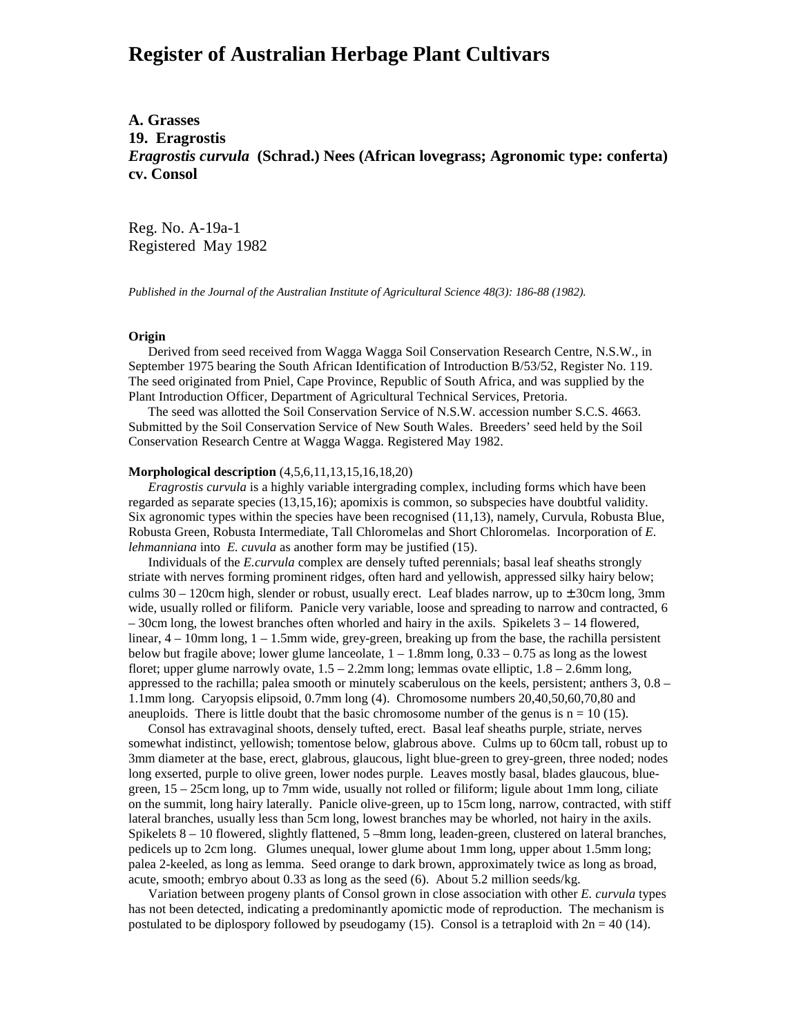# Register of Australian Herbage Plant Cultivars

**A. Grasses**
**19. Eragrostis**
***Eragrostis curvula* (Schrad.) Nees (African lovegrass; Agronomic type: conferta)**
**cv. Consol**

Reg. No. A-19a-1
Registered May 1982

*Published in the Journal of the Australian Institute of Agricultural Science 48(3): 186-88 (1982).*

**Origin**

Derived from seed received from Wagga Wagga Soil Conservation Research Centre, N.S.W., in September 1975 bearing the South African Identification of Introduction B/53/52, Register No. 119. The seed originated from Pniel, Cape Province, Republic of South Africa, and was supplied by the Plant Introduction Officer, Department of Agricultural Technical Services, Pretoria.

The seed was allotted the Soil Conservation Service of N.S.W. accession number S.C.S. 4663. Submitted by the Soil Conservation Service of New South Wales. Breeders' seed held by the Soil Conservation Research Centre at Wagga Wagga. Registered May 1982.

**Morphological description** (4,5,6,11,13,15,16,18,20)

*Eragrostis curvula* is a highly variable intergrading complex, including forms which have been regarded as separate species (13,15,16); apomixis is common, so subspecies have doubtful validity. Six agronomic types within the species have been recognised (11,13), namely, Curvula, Robusta Blue, Robusta Green, Robusta Intermediate, Tall Chloromelas and Short Chloromelas. Incorporation of *E. lehmanniana* into *E. cuvula* as another form may be justified (15).

Individuals of the *E.curvula* complex are densely tufted perennials; basal leaf sheaths strongly striate with nerves forming prominent ridges, often hard and yellowish, appressed silky hairy below; culms 30 – 120cm high, slender or robust, usually erect. Leaf blades narrow, up to ±30cm long, 3mm wide, usually rolled or filiform. Panicle very variable, loose and spreading to narrow and contracted, 6 – 30cm long, the lowest branches often whorled and hairy in the axils. Spikelets 3 – 14 flowered, linear, 4 – 10mm long, 1 – 1.5mm wide, grey-green, breaking up from the base, the rachilla persistent below but fragile above; lower glume lanceolate, 1 – 1.8mm long, 0.33 – 0.75 as long as the lowest floret; upper glume narrowly ovate, 1.5 – 2.2mm long; lemmas ovate elliptic, 1.8 – 2.6mm long, appressed to the rachilla; palea smooth or minutely scaberulous on the keels, persistent; anthers 3, 0.8 – 1.1mm long. Caryopsis elipsoid, 0.7mm long (4). Chromosome numbers 20,40,50,60,70,80 and aneuploids. There is little doubt that the basic chromosome number of the genus is $n = 10$ (15).

Consol has extravaginal shoots, densely tufted, erect. Basal leaf sheaths purple, striate, nerves somewhat indistinct, yellowish; tomentose below, glabrous above. Culms up to 60cm tall, robust up to 3mm diameter at the base, erect, glabrous, glaucous, light blue-green to grey-green, three noded; nodes long exserted, purple to olive green, lower nodes purple. Leaves mostly basal, blades glaucous, blue-green, 15 – 25cm long, up to 7mm wide, usually not rolled or filiform; ligule about 1mm long, ciliate on the summit, long hairy laterally. Panicle olive-green, up to 15cm long, narrow, contracted, with stiff lateral branches, usually less than 5cm long, lowest branches may be whorled, not hairy in the axils. Spikelets 8 – 10 flowered, slightly flattened, 5 –8mm long, leaden-green, clustered on lateral branches, pedicels up to 2cm long. Glumes unequal, lower glume about 1mm long, upper about 1.5mm long; palea 2-keeled, as long as lemma. Seed orange to dark brown, approximately twice as long as broad, acute, smooth; embryo about 0.33 as long as the seed (6). About 5.2 million seeds/kg.

Variation between progeny plants of Consol grown in close association with other *E. curvula* types has not been detected, indicating a predominantly apomictic mode of reproduction. The mechanism is postulated to be diplospory followed by pseudogamy (15). Consol is a tetraploid with $2n = 40$ (14).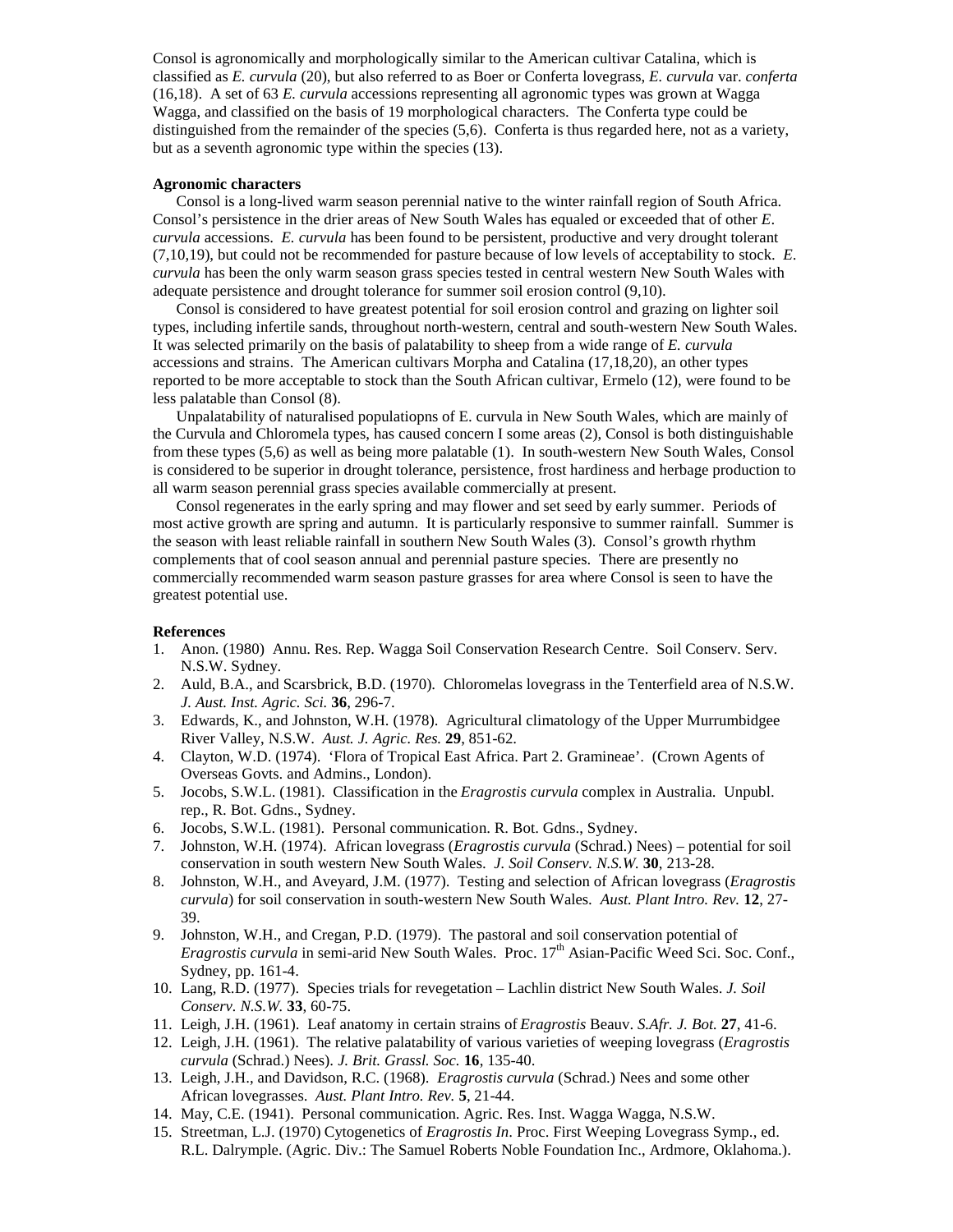Consol is agronomically and morphologically similar to the American cultivar Catalina, which is classified as *E. curvula* (20), but also referred to as Boer or Conferta lovegrass, *E. curvula* var. *conferta* (16,18). A set of 63 *E. curvula* accessions representing all agronomic types was grown at Wagga Wagga, and classified on the basis of 19 morphological characters. The Conferta type could be distinguished from the remainder of the species (5,6). Conferta is thus regarded here, not as a variety, but as a seventh agronomic type within the species (13).

**Agronomic characters**

Consol is a long-lived warm season perennial native to the winter rainfall region of South Africa. Consol's persistence in the drier areas of New South Wales has equaled or exceeded that of other *E. curvula* accessions. *E. curvula* has been found to be persistent, productive and very drought tolerant (7,10,19), but could not be recommended for pasture because of low levels of acceptability to stock. *E. curvula* has been the only warm season grass species tested in central western New South Wales with adequate persistence and drought tolerance for summer soil erosion control (9,10).

Consol is considered to have greatest potential for soil erosion control and grazing on lighter soil types, including infertile sands, throughout north-western, central and south-western New South Wales. It was selected primarily on the basis of palatability to sheep from a wide range of *E. curvula* accessions and strains. The American cultivars Morpha and Catalina (17,18,20), an other types reported to be more acceptable to stock than the South African cultivar, Ermelo (12), were found to be less palatable than Consol (8).

Unpalatability of naturalised populatiopns of E. curvula in New South Wales, which are mainly of the Curvula and Chloromela types, has caused concern I some areas (2), Consol is both distinguishable from these types (5,6) as well as being more palatable (1). In south-western New South Wales, Consol is considered to be superior in drought tolerance, persistence, frost hardiness and herbage production to all warm season perennial grass species available commercially at present.

Consol regenerates in the early spring and may flower and set seed by early summer. Periods of most active growth are spring and autumn. It is particularly responsive to summer rainfall. Summer is the season with least reliable rainfall in southern New South Wales (3). Consol's growth rhythm complements that of cool season annual and perennial pasture species. There are presently no commercially recommended warm season pasture grasses for area where Consol is seen to have the greatest potential use.

**References**

1. Anon. (1980) Annu. Res. Rep. Wagga Soil Conservation Research Centre. Soil Conserv. Serv. N.S.W. Sydney.
2. Auld, B.A., and Scarsbrick, B.D. (1970). Chloromelas lovegrass in the Tenterfield area of N.S.W. *J. Aust. Inst. Agric. Sci.* **36**, 296-7.
3. Edwards, K., and Johnston, W.H. (1978). Agricultural climatology of the Upper Murrumbidgee River Valley, N.S.W. *Aust. J. Agric. Res.* **29**, 851-62.
4. Clayton, W.D. (1974). 'Flora of Tropical East Africa. Part 2. Gramineae'. (Crown Agents of Overseas Govts. and Admins., London).
5. Jocobs, S.W.L. (1981). Classification in the *Eragrostis curvula* complex in Australia. Unpubl. rep., R. Bot. Gdns., Sydney.
6. Jocobs, S.W.L. (1981). Personal communication. R. Bot. Gdns., Sydney.
7. Johnston, W.H. (1974). African lovegrass (*Eragrostis curvula* (Schrad.) Nees) – potential for soil conservation in south western New South Wales. *J. Soil Conserv. N.S.W.* **30**, 213-28.
8. Johnston, W.H., and Aveyard, J.M. (1977). Testing and selection of African lovegrass (*Eragrostis curvula*) for soil conservation in south-western New South Wales. *Aust. Plant Intro. Rev.* **12**, 27-39.
9. Johnston, W.H., and Cregan, P.D. (1979). The pastoral and soil conservation potential of *Eragrostis curvula* in semi-arid New South Wales. Proc. 17th Asian-Pacific Weed Sci. Soc. Conf., Sydney, pp. 161-4.
10. Lang, R.D. (1977). Species trials for revegetation – Lachlin district New South Wales. *J. Soil Conserv. N.S.W.* **33**, 60-75.
11. Leigh, J.H. (1961). Leaf anatomy in certain strains of *Eragrostis* Beauv. *S.Afr. J. Bot.* **27**, 41-6.
12. Leigh, J.H. (1961). The relative palatability of various varieties of weeping lovegrass (*Eragrostis curvula* (Schrad.) Nees). *J. Brit. Grassl. Soc.* **16**, 135-40.
13. Leigh, J.H., and Davidson, R.C. (1968). *Eragrostis curvula* (Schrad.) Nees and some other African lovegrasses. *Aust. Plant Intro. Rev.* **5**, 21-44.
14. May, C.E. (1941). Personal communication. Agric. Res. Inst. Wagga Wagga, N.S.W.
15. Streetman, L.J. (1970) Cytogenetics of *Eragrostis In*. Proc. First Weeping Lovegrass Symp., ed. R.L. Dalrymple. (Agric. Div.: The Samuel Roberts Noble Foundation Inc., Ardmore, Oklahoma.).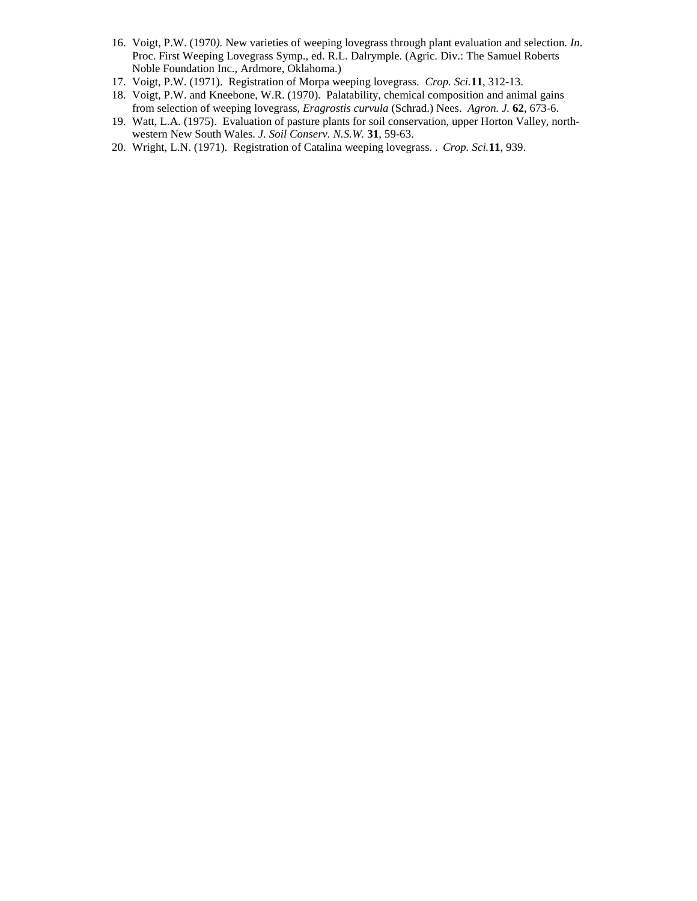16. Voigt, P.W. (1970). New varieties of weeping lovegrass through plant evaluation and selection. *In*. Proc. First Weeping Lovegrass Symp., ed. R.L. Dalrymple. (Agric. Div.: The Samuel Roberts Noble Foundation Inc., Ardmore, Oklahoma.)
17. Voigt, P.W. (1971). Registration of Morpa weeping lovegrass. *Crop. Sci.***11**, 312-13.
18. Voigt, P.W. and Kneebone, W.R. (1970). Palatability, chemical composition and animal gains from selection of weeping lovegrass, *Eragrostis curvula* (Schrad.) Nees. *Agron. J.* **62**, 673-6.
19. Watt, L.A. (1975). Evaluation of pasture plants for soil conservation, upper Horton Valley, north-western New South Wales. *J. Soil Conserv. N.S.W.* **31**, 59-63.
20. Wright, L.N. (1971). Registration of Catalina weeping lovegrass. . *Crop. Sci.***11**, 939.